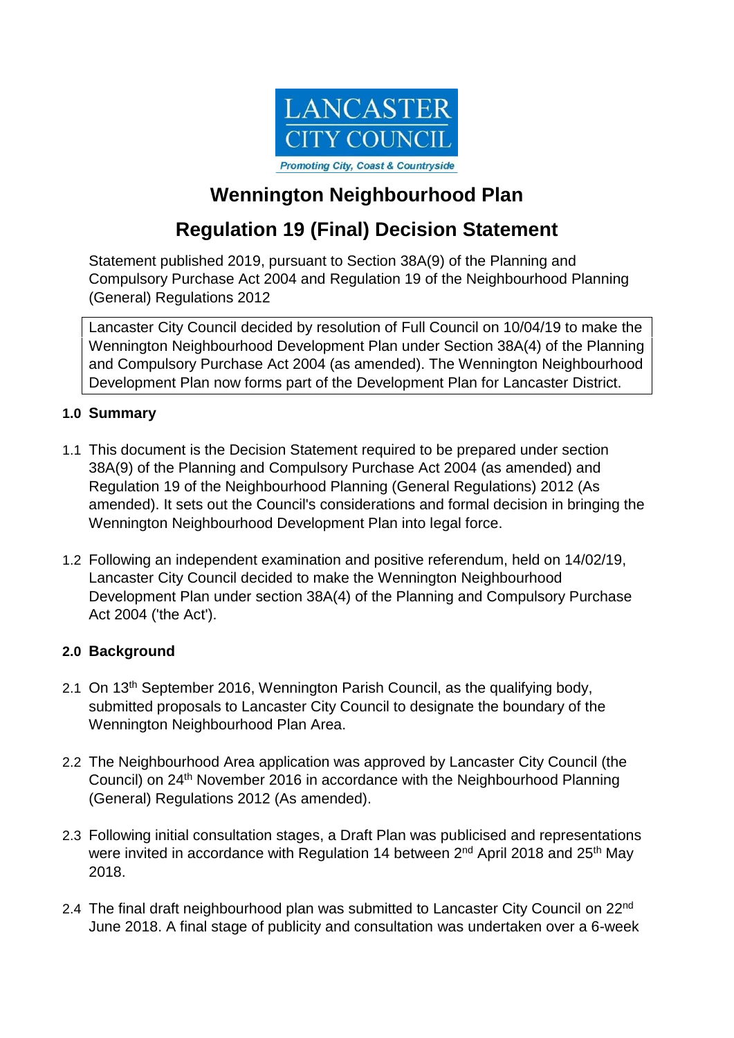LANCASTER CITY COUNCIL

*Promoting City, Coast & Countryside*

# Wennington Neighbourhood Plan

# Regulation 19 (Final) Decision Statement

Statement published 2019, pursuant to Section 38A(9) of the Planning and Compulsory Purchase Act 2004 and Regulation 19 of the Neighbourhood Planning (General) Regulations 2012

Lancaster City Council decided by resolution of Full Council on 10/04/19 to make the Wennington Neighbourhood Development Plan under Section 38A(4) of the Planning and Compulsory Purchase Act 2004 (as amended). The Wennington Neighbourhood Development Plan now forms part of the Development Plan for Lancaster District.

## 1.0 Summary

1.1 This document is the Decision Statement required to be prepared under section 38A(9) of the Planning and Compulsory Purchase Act 2004 (as amended) and Regulation 19 of the Neighbourhood Planning (General Regulations) 2012 (As amended). It sets out the Council's considerations and formal decision in bringing the Wennington Neighbourhood Development Plan into legal force.

1.2 Following an independent examination and positive referendum, held on 14/02/19, Lancaster City Council decided to make the Wennington Neighbourhood Development Plan under section 38A(4) of the Planning and Compulsory Purchase Act 2004 ('the Act').

## 2.0 Background

2.1 On 13th September 2016, Wennington Parish Council, as the qualifying body, submitted proposals to Lancaster City Council to designate the boundary of the Wennington Neighbourhood Plan Area.

2.2 The Neighbourhood Area application was approved by Lancaster City Council (the Council) on 24th November 2016 in accordance with the Neighbourhood Planning (General) Regulations 2012 (As amended).

2.3 Following initial consultation stages, a Draft Plan was publicised and representations were invited in accordance with Regulation 14 between 2nd April 2018 and 25th May 2018.

2.4 The final draft neighbourhood plan was submitted to Lancaster City Council on 22nd June 2018. A final stage of publicity and consultation was undertaken over a 6-week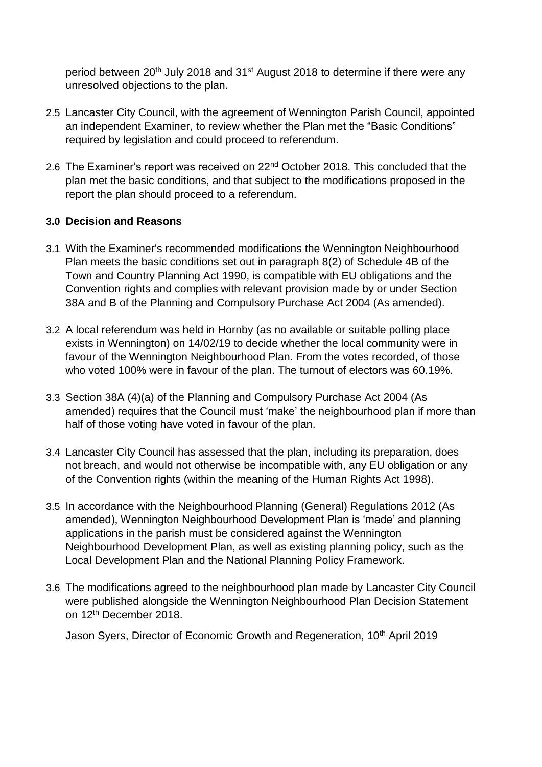period between 20th July 2018 and 31st August 2018 to determine if there were any unresolved objections to the plan.

2.5 Lancaster City Council, with the agreement of Wennington Parish Council, appointed an independent Examiner, to review whether the Plan met the "Basic Conditions" required by legislation and could proceed to referendum.

2.6 The Examiner's report was received on 22nd October 2018. This concluded that the plan met the basic conditions, and that subject to the modifications proposed in the report the plan should proceed to a referendum.

### 3.0 Decision and Reasons

3.1 With the Examiner's recommended modifications the Wennington Neighbourhood Plan meets the basic conditions set out in paragraph 8(2) of Schedule 4B of the Town and Country Planning Act 1990, is compatible with EU obligations and the Convention rights and complies with relevant provision made by or under Section 38A and B of the Planning and Compulsory Purchase Act 2004 (As amended).

3.2 A local referendum was held in Hornby (as no available or suitable polling place exists in Wennington) on 14/02/19 to decide whether the local community were in favour of the Wennington Neighbourhood Plan. From the votes recorded, of those who voted 100% were in favour of the plan. The turnout of electors was 60.19%.

3.3 Section 38A (4)(a) of the Planning and Compulsory Purchase Act 2004 (As amended) requires that the Council must 'make' the neighbourhood plan if more than half of those voting have voted in favour of the plan.

3.4 Lancaster City Council has assessed that the plan, including its preparation, does not breach, and would not otherwise be incompatible with, any EU obligation or any of the Convention rights (within the meaning of the Human Rights Act 1998).

3.5 In accordance with the Neighbourhood Planning (General) Regulations 2012 (As amended), Wennington Neighbourhood Development Plan is 'made' and planning applications in the parish must be considered against the Wennington Neighbourhood Development Plan, as well as existing planning policy, such as the Local Development Plan and the National Planning Policy Framework.

3.6 The modifications agreed to the neighbourhood plan made by Lancaster City Council were published alongside the Wennington Neighbourhood Plan Decision Statement on 12th December 2018.

Jason Syers, Director of Economic Growth and Regeneration, 10th April 2019